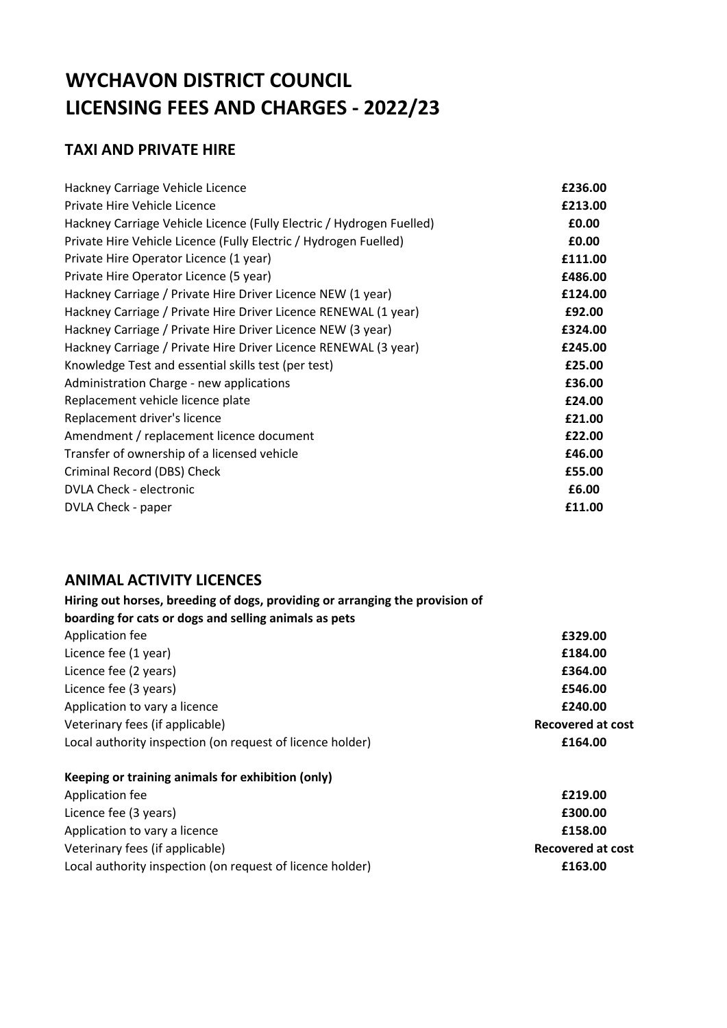# WYCHAVON DISTRICT COUNCIL
# LICENSING FEES AND CHARGES - 2022/23

## TAXI AND PRIVATE HIRE

| | |
|---|---|
| Hackney Carriage Vehicle Licence | **£236.00** |
| Private Hire Vehicle Licence | **£213.00** |
| Hackney Carriage Vehicle Licence (Fully Electric / Hydrogen Fuelled) | **£0.00** |
| Private Hire Vehicle Licence (Fully Electric / Hydrogen Fuelled) | **£0.00** |
| Private Hire Operator Licence (1 year) | **£111.00** |
| Private Hire Operator Licence (5 year) | **£486.00** |
| Hackney Carriage / Private Hire Driver Licence NEW (1 year) | **£124.00** |
| Hackney Carriage / Private Hire Driver Licence RENEWAL (1 year) | **£92.00** |
| Hackney Carriage / Private Hire Driver Licence NEW (3 year) | **£324.00** |
| Hackney Carriage / Private Hire Driver Licence RENEWAL (3 year) | **£245.00** |
| Knowledge Test and essential skills test (per test) | **£25.00** |
| Administration Charge - new applications | **£36.00** |
| Replacement vehicle licence plate | **£24.00** |
| Replacement driver's licence | **£21.00** |
| Amendment / replacement licence document | **£22.00** |
| Transfer of ownership of a licensed vehicle | **£46.00** |
| Criminal Record (DBS) Check | **£55.00** |
| DVLA Check - electronic | **£6.00** |
| DVLA Check - paper | **£11.00** |

## ANIMAL ACTIVITY LICENCES

**Hiring out horses, breeding of dogs, providing or arranging the provision of boarding for cats or dogs and selling animals as pets**

| | |
|---|---|
| Application fee | **£329.00** |
| Licence fee (1 year) | **£184.00** |
| Licence fee (2 years) | **£364.00** |
| Licence fee (3 years) | **£546.00** |
| Application to vary a licence | **£240.00** |
| Veterinary fees (if applicable) | **Recovered at cost** |
| Local authority inspection (on request of licence holder) | **£164.00** |

**Keeping or training animals for exhibition (only)**

| | |
|---|---|
| Application fee | **£219.00** |
| Licence fee (3 years) | **£300.00** |
| Application to vary a licence | **£158.00** |
| Veterinary fees (if applicable) | **Recovered at cost** |
| Local authority inspection (on request of licence holder) | **£163.00** |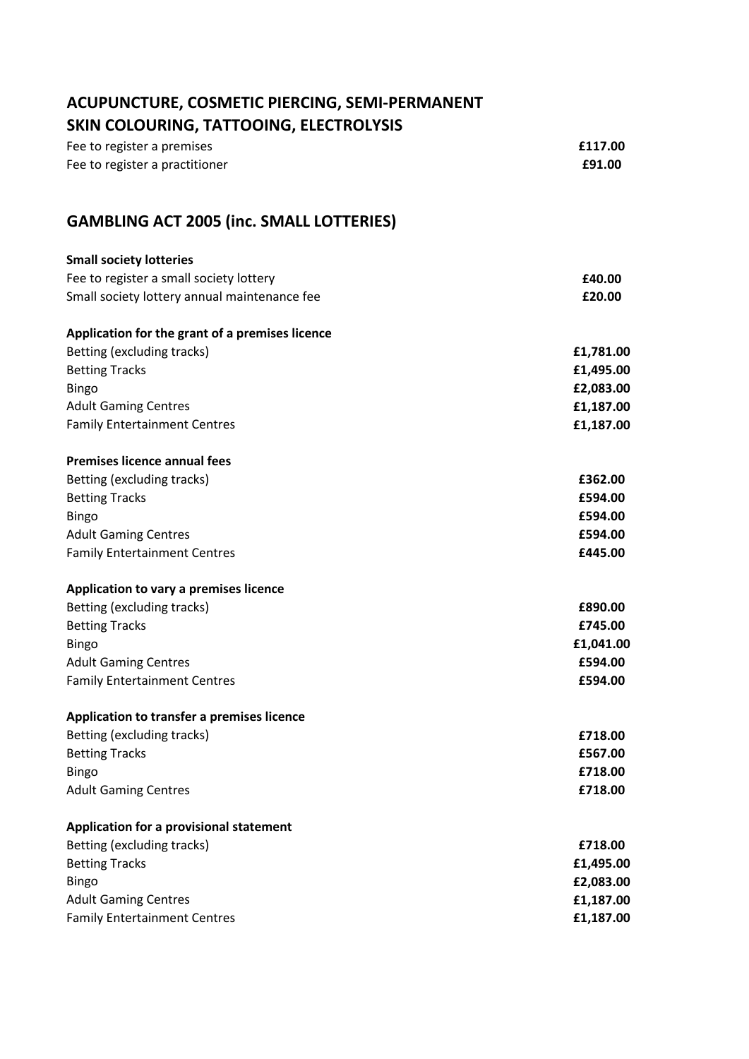## ACUPUNCTURE, COSMETIC PIERCING, SEMI-PERMANENT SKIN COLOURING, TATTOOING, ELECTROLYSIS

| | |
|---|---|
| Fee to register a premises | **£117.00** |
| Fee to register a practitioner | **£91.00** |

## GAMBLING ACT 2005 (inc. SMALL LOTTERIES)

**Small society lotteries**

| | |
|---|---|
| Fee to register a small society lottery | **£40.00** |
| Small society lottery annual maintenance fee | **£20.00** |

**Application for the grant of a premises licence**

| | |
|---|---|
| Betting (excluding tracks) | **£1,781.00** |
| Betting Tracks | **£1,495.00** |
| Bingo | **£2,083.00** |
| Adult Gaming Centres | **£1,187.00** |
| Family Entertainment Centres | **£1,187.00** |

**Premises licence annual fees**

| | |
|---|---|
| Betting (excluding tracks) | **£362.00** |
| Betting Tracks | **£594.00** |
| Bingo | **£594.00** |
| Adult Gaming Centres | **£594.00** |
| Family Entertainment Centres | **£445.00** |

**Application to vary a premises licence**

| | |
|---|---|
| Betting (excluding tracks) | **£890.00** |
| Betting Tracks | **£745.00** |
| Bingo | **£1,041.00** |
| Adult Gaming Centres | **£594.00** |
| Family Entertainment Centres | **£594.00** |

**Application to transfer a premises licence**

| | |
|---|---|
| Betting (excluding tracks) | **£718.00** |
| Betting Tracks | **£567.00** |
| Bingo | **£718.00** |
| Adult Gaming Centres | **£718.00** |

**Application for a provisional statement**

| | |
|---|---|
| Betting (excluding tracks) | **£718.00** |
| Betting Tracks | **£1,495.00** |
| Bingo | **£2,083.00** |
| Adult Gaming Centres | **£1,187.00** |
| Family Entertainment Centres | **£1,187.00** |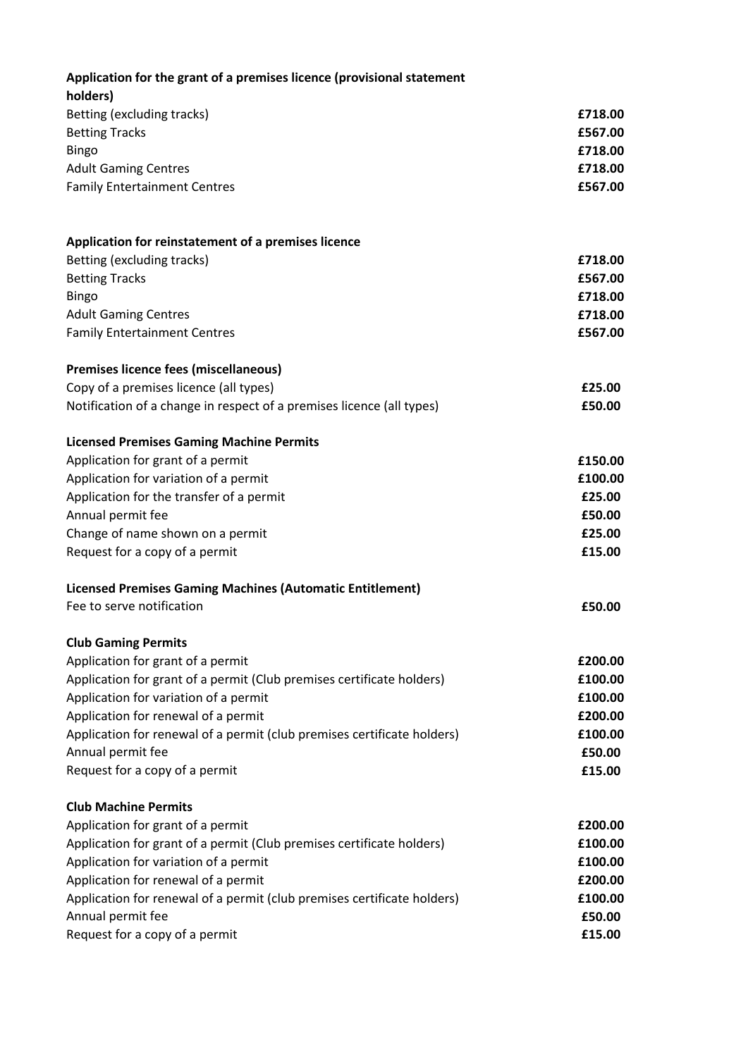| **Application for the grant of a premises licence (provisional statement holders)** | |
|---|---|
| Betting (excluding tracks) | **£718.00** |
| Betting Tracks | **£567.00** |
| Bingo | **£718.00** |
| Adult Gaming Centres | **£718.00** |
| Family Entertainment Centres | **£567.00** |

| **Application for reinstatement of a premises licence** | |
|---|---|
| Betting (excluding tracks) | **£718.00** |
| Betting Tracks | **£567.00** |
| Bingo | **£718.00** |
| Adult Gaming Centres | **£718.00** |
| Family Entertainment Centres | **£567.00** |

| **Premises licence fees (miscellaneous)** | |
|---|---|
| Copy of a premises licence (all types) | **£25.00** |
| Notification of a change in respect of a premises licence (all types) | **£50.00** |

| **Licensed Premises Gaming Machine Permits** | |
|---|---|
| Application for grant of a permit | **£150.00** |
| Application for variation of a permit | **£100.00** |
| Application for the transfer of a permit | **£25.00** |
| Annual permit fee | **£50.00** |
| Change of name shown on a permit | **£25.00** |
| Request for a copy of a permit | **£15.00** |

| **Licensed Premises Gaming Machines (Automatic Entitlement)** | |
|---|---|
| Fee to serve notification | **£50.00** |

| **Club Gaming Permits** | |
|---|---|
| Application for grant of a permit | **£200.00** |
| Application for grant of a permit (Club premises certificate holders) | **£100.00** |
| Application for variation of a permit | **£100.00** |
| Application for renewal of a permit | **£200.00** |
| Application for renewal of a permit (club premises certificate holders) | **£100.00** |
| Annual permit fee | **£50.00** |
| Request for a copy of a permit | **£15.00** |

| **Club Machine Permits** | |
|---|---|
| Application for grant of a permit | **£200.00** |
| Application for grant of a permit (Club premises certificate holders) | **£100.00** |
| Application for variation of a permit | **£100.00** |
| Application for renewal of a permit | **£200.00** |
| Application for renewal of a permit (club premises certificate holders) | **£100.00** |
| Annual permit fee | **£50.00** |
| Request for a copy of a permit | **£15.00** |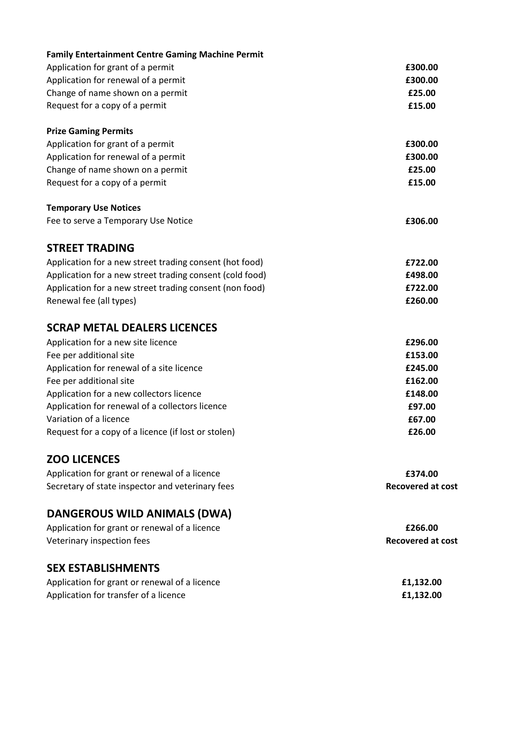**Family Entertainment Centre Gaming Machine Permit**

| | |
|---|---|
| Application for grant of a permit | **£300.00** |
| Application for renewal of a permit | **£300.00** |
| Change of name shown on a permit | **£25.00** |
| Request for a copy of a permit | **£15.00** |

**Prize Gaming Permits**

| | |
|---|---|
| Application for grant of a permit | **£300.00** |
| Application for renewal of a permit | **£300.00** |
| Change of name shown on a permit | **£25.00** |
| Request for a copy of a permit | **£15.00** |

**Temporary Use Notices**

| | |
|---|---|
| Fee to serve a Temporary Use Notice | **£306.00** |

## STREET TRADING

| | |
|---|---|
| Application for a new street trading consent (hot food) | **£722.00** |
| Application for a new street trading consent (cold food) | **£498.00** |
| Application for a new street trading consent (non food) | **£722.00** |
| Renewal fee (all types) | **£260.00** |

## SCRAP METAL DEALERS LICENCES

| | |
|---|---|
| Application for a new site licence | **£296.00** |
| Fee per additional site | **£153.00** |
| Application for renewal of a site licence | **£245.00** |
| Fee per additional site | **£162.00** |
| Application for a new collectors licence | **£148.00** |
| Application for renewal of a collectors licence | **£97.00** |
| Variation of a licence | **£67.00** |
| Request for a copy of a licence (if lost or stolen) | **£26.00** |

## ZOO LICENCES

| | |
|---|---|
| Application for grant or renewal of a licence | **£374.00** |
| Secretary of state inspector and veterinary fees | **Recovered at cost** |

## DANGEROUS WILD ANIMALS (DWA)

| | |
|---|---|
| Application for grant or renewal of a licence | **£266.00** |
| Veterinary inspection fees | **Recovered at cost** |

## SEX ESTABLISHMENTS

| | |
|---|---|
| Application for grant or renewal of a licence | **£1,132.00** |
| Application for transfer of a licence | **£1,132.00** |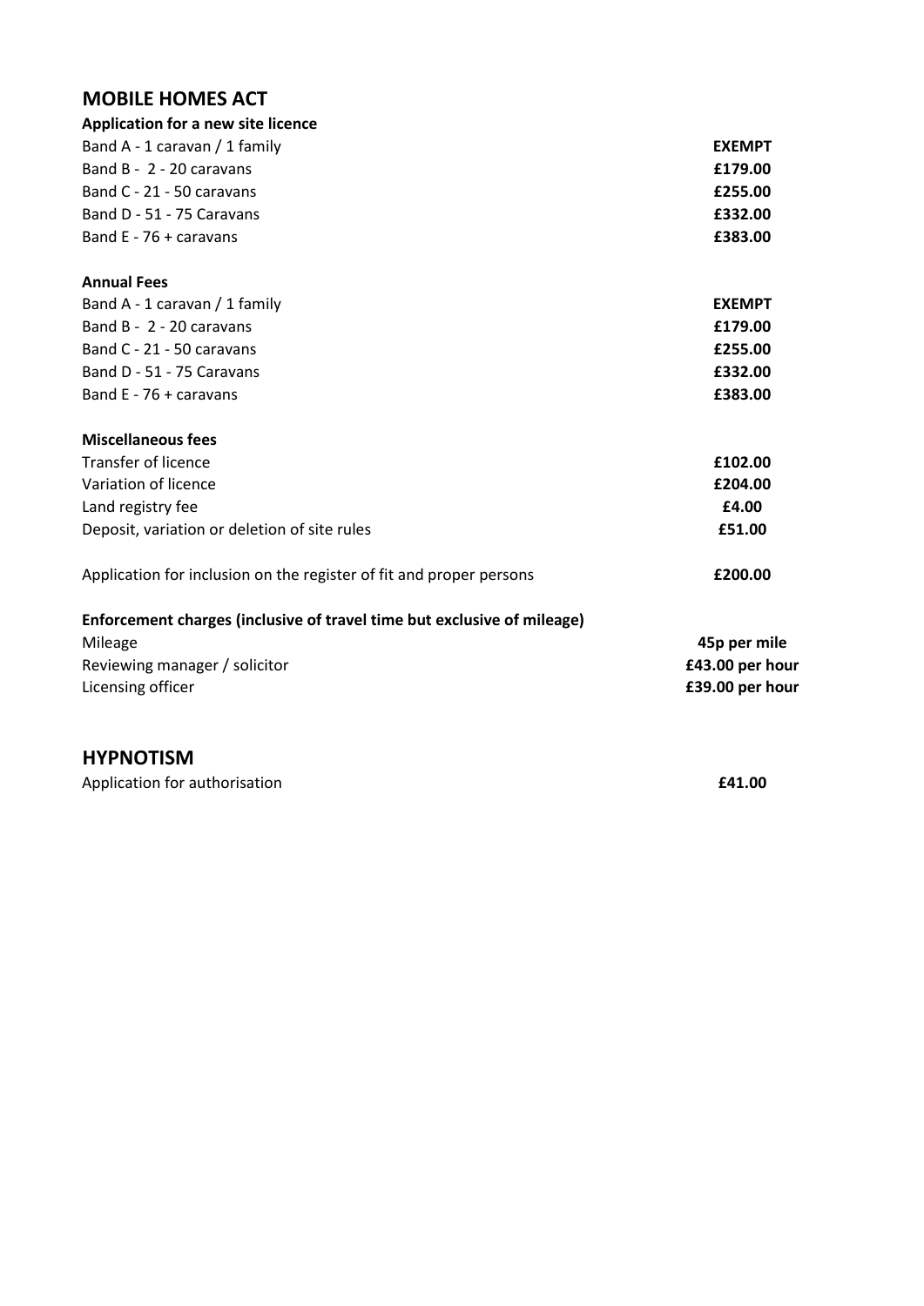## MOBILE HOMES ACT

| | |
|---|---|
| **Application for a new site licence** | |
| Band A - 1 caravan / 1 family | **EXEMPT** |
| Band B - 2 - 20 caravans | **£179.00** |
| Band C - 21 - 50 caravans | **£255.00** |
| Band D - 51 - 75 Caravans | **£332.00** |
| Band E - 76 + caravans | **£383.00** |
| | |
| **Annual Fees** | |
| Band A - 1 caravan / 1 family | **EXEMPT** |
| Band B - 2 - 20 caravans | **£179.00** |
| Band C - 21 - 50 caravans | **£255.00** |
| Band D - 51 - 75 Caravans | **£332.00** |
| Band E - 76 + caravans | **£383.00** |
| | |
| **Miscellaneous fees** | |
| Transfer of licence | **£102.00** |
| Variation of licence | **£204.00** |
| Land registry fee | **£4.00** |
| Deposit, variation or deletion of site rules | **£51.00** |
| | |
| Application for inclusion on the register of fit and proper persons | **£200.00** |
| | |
| **Enforcement charges (inclusive of travel time but exclusive of mileage)** | |
| Mileage | **45p per mile** |
| Reviewing manager / solicitor | **£43.00 per hour** |
| Licensing officer | **£39.00 per hour** |

## HYPNOTISM

| | |
|---|---|
| Application for authorisation | **£41.00** |